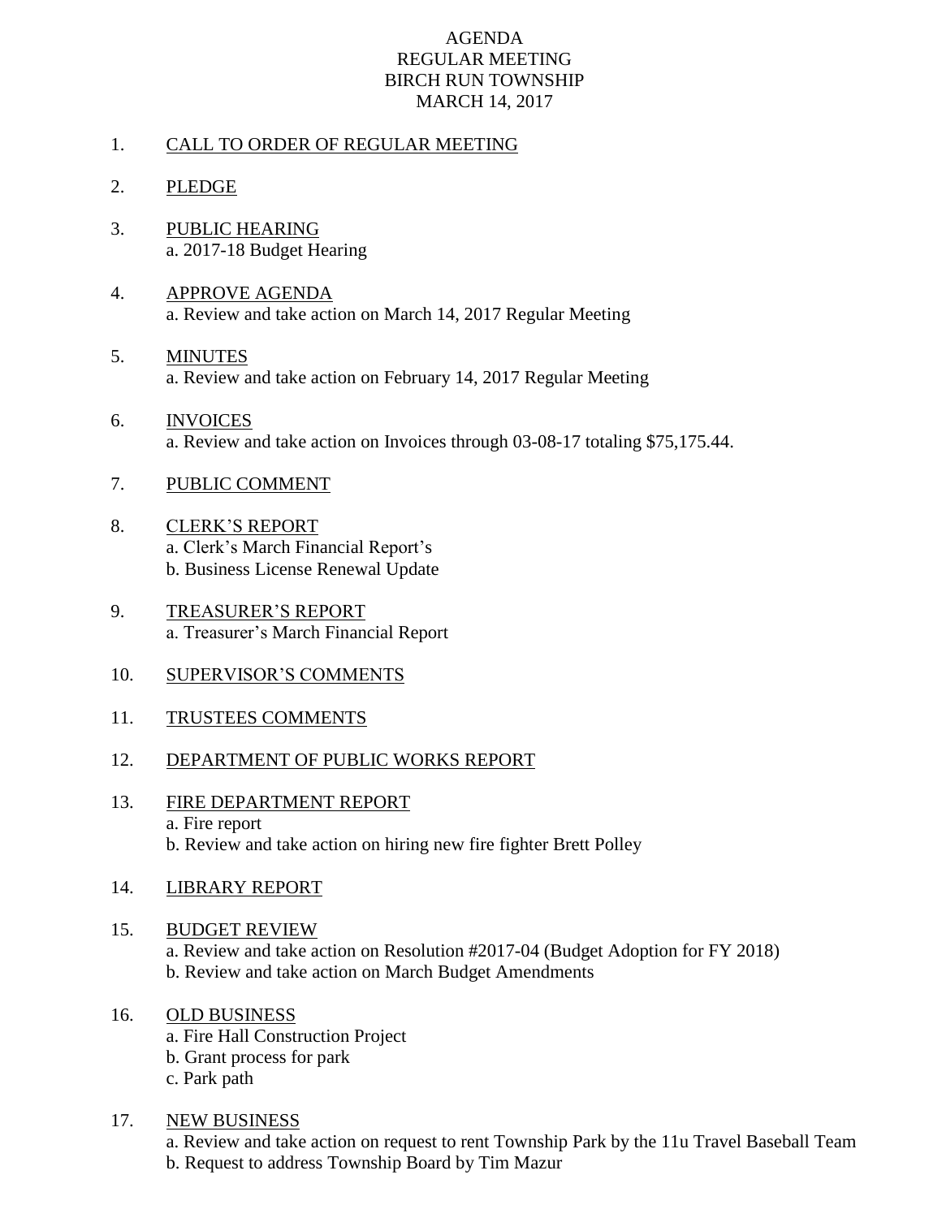# AGENDA
## REGULAR MEETING
## BIRCH RUN TOWNSHIP
## MARCH 14, 2017

1. <u>CALL TO ORDER OF REGULAR MEETING</u>

2. <u>PLEDGE</u>

3. <u>PUBLIC HEARING</u>
   a. 2017-18 Budget Hearing

4. <u>APPROVE AGENDA</u>
   a. Review and take action on March 14, 2017 Regular Meeting

5. <u>MINUTES</u>
   a. Review and take action on February 14, 2017 Regular Meeting

6. <u>INVOICES</u>
   a. Review and take action on Invoices through 03-08-17 totaling $75,175.44.

7. <u>PUBLIC COMMENT</u>

8. <u>CLERK'S REPORT</u>
   a. Clerk's March Financial Report's
   b. Business License Renewal Update

9. <u>TREASURER'S REPORT</u>
   a. Treasurer's March Financial Report

10. <u>SUPERVISOR'S COMMENTS</u>

11. <u>TRUSTEES COMMENTS</u>

12. <u>DEPARTMENT OF PUBLIC WORKS REPORT</u>

13. <u>FIRE DEPARTMENT REPORT</u>
    a. Fire report
    b. Review and take action on hiring new fire fighter Brett Polley

14. <u>LIBRARY REPORT</u>

15. <u>BUDGET REVIEW</u>
    a. Review and take action on Resolution #2017-04 (Budget Adoption for FY 2018)
    b. Review and take action on March Budget Amendments

16. <u>OLD BUSINESS</u>
    a. Fire Hall Construction Project
    b. Grant process for park
    c. Park path

17. <u>NEW BUSINESS</u>
    a. Review and take action on request to rent Township Park by the 11u Travel Baseball Team
    b. Request to address Township Board by Tim Mazur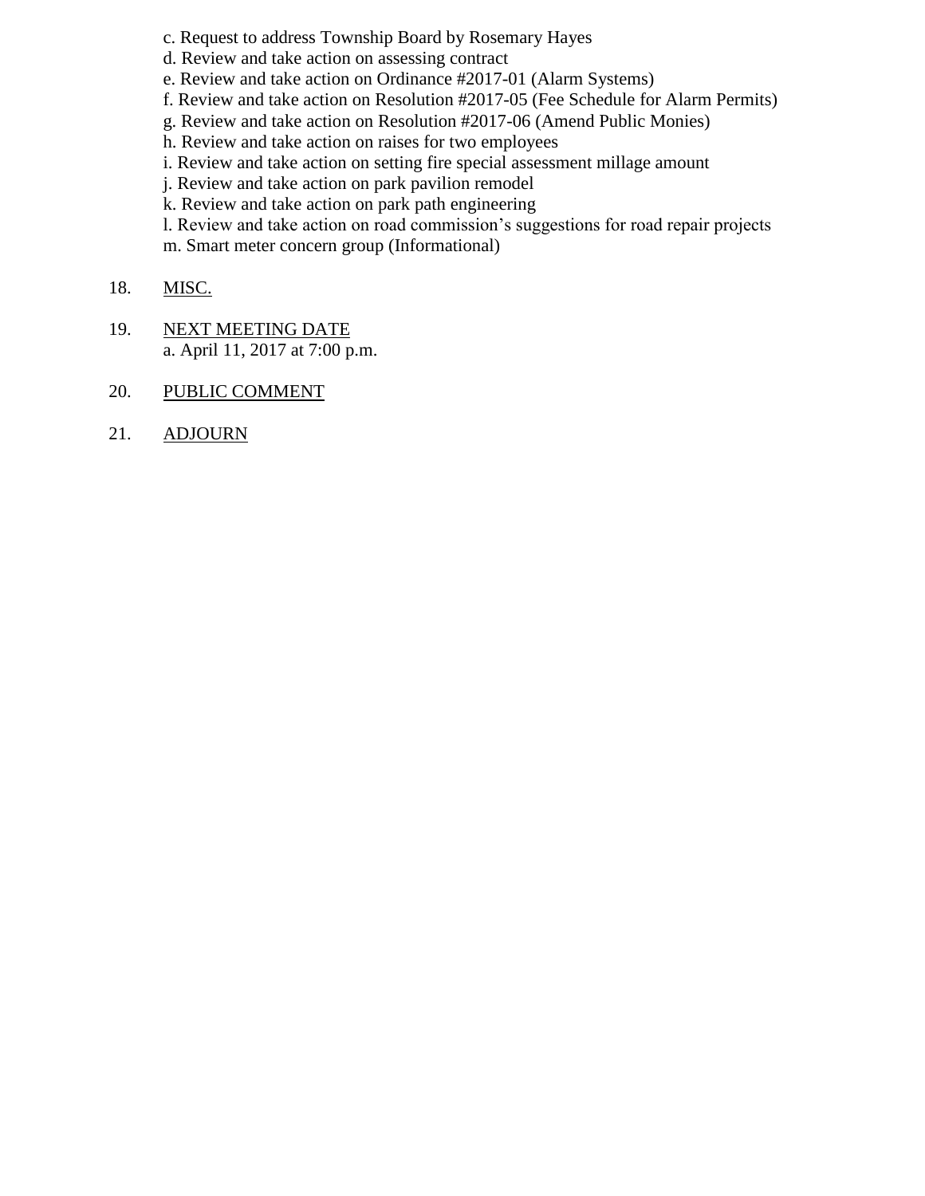c. Request to address Township Board by Rosemary Hayes
d. Review and take action on assessing contract
e. Review and take action on Ordinance #2017-01 (Alarm Systems)
f. Review and take action on Resolution #2017-05 (Fee Schedule for Alarm Permits)
g. Review and take action on Resolution #2017-06 (Amend Public Monies)
h. Review and take action on raises for two employees
i. Review and take action on setting fire special assessment millage amount
j. Review and take action on park pavilion remodel
k. Review and take action on park path engineering
l. Review and take action on road commission's suggestions for road repair projects
m. Smart meter concern group (Informational)

18. MISC.

19. NEXT MEETING DATE
a. April 11, 2017 at 7:00 p.m.

20. PUBLIC COMMENT

21. ADJOURN